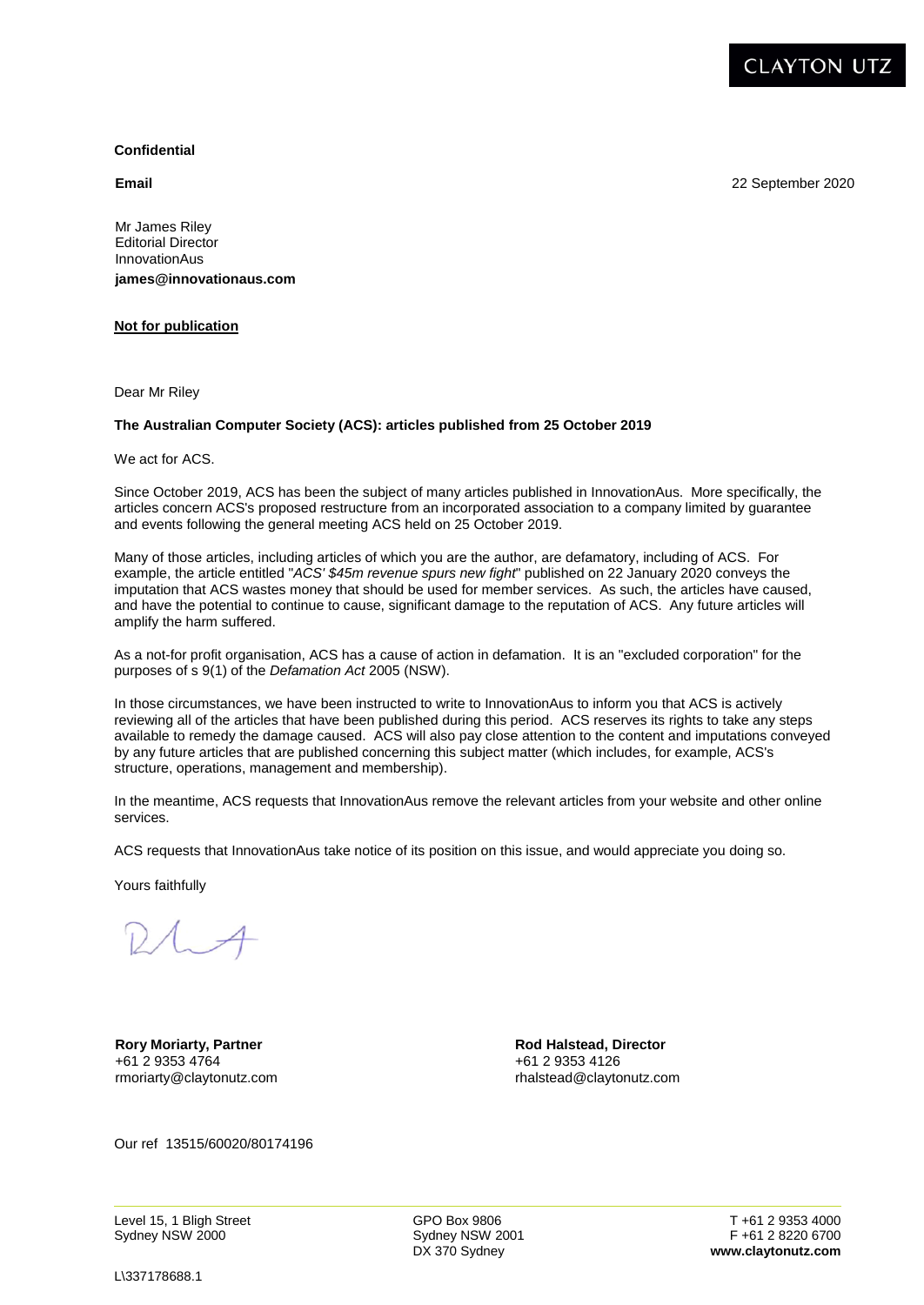CLAYTON UTZ

**Confidential**

**Email**

22 September 2020

Mr James Riley
Editorial Director
InnovationAus
**james@innovationaus.com**

**Not for publication**

Dear Mr Riley

**The Australian Computer Society (ACS): articles published from 25 October 2019**

We act for ACS.

Since October 2019, ACS has been the subject of many articles published in InnovationAus. More specifically, the articles concern ACS's proposed restructure from an incorporated association to a company limited by guarantee and events following the general meeting ACS held on 25 October 2019.

Many of those articles, including articles of which you are the author, are defamatory, including of ACS. For example, the article entitled "*ACS' $45m revenue spurs new fight*" published on 22 January 2020 conveys the imputation that ACS wastes money that should be used for member services. As such, the articles have caused, and have the potential to continue to cause, significant damage to the reputation of ACS. Any future articles will amplify the harm suffered.

As a not-for profit organisation, ACS has a cause of action in defamation. It is an "excluded corporation" for the purposes of s 9(1) of the *Defamation Act* 2005 (NSW).

In those circumstances, we have been instructed to write to InnovationAus to inform you that ACS is actively reviewing all of the articles that have been published during this period. ACS reserves its rights to take any steps available to remedy the damage caused. ACS will also pay close attention to the content and imputations conveyed by any future articles that are published concerning this subject matter (which includes, for example, ACS's structure, operations, management and membership).

In the meantime, ACS requests that InnovationAus remove the relevant articles from your website and other online services.

ACS requests that InnovationAus take notice of its position on this issue, and would appreciate you doing so.

Yours faithfully

**Rory Moriarty, Partner**
+61 2 9353 4764
rmoriarty@claytonutz.com

**Rod Halstead, Director**
+61 2 9353 4126
rhalstead@claytonutz.com

Our ref 13515/60020/80174196

Level 15, 1 Bligh Street
Sydney NSW 2000

GPO Box 9806
Sydney NSW 2001
DX 370 Sydney

T +61 2 9353 4000
F +61 2 8220 6700
**www.claytonutz.com**

L\337178688.1